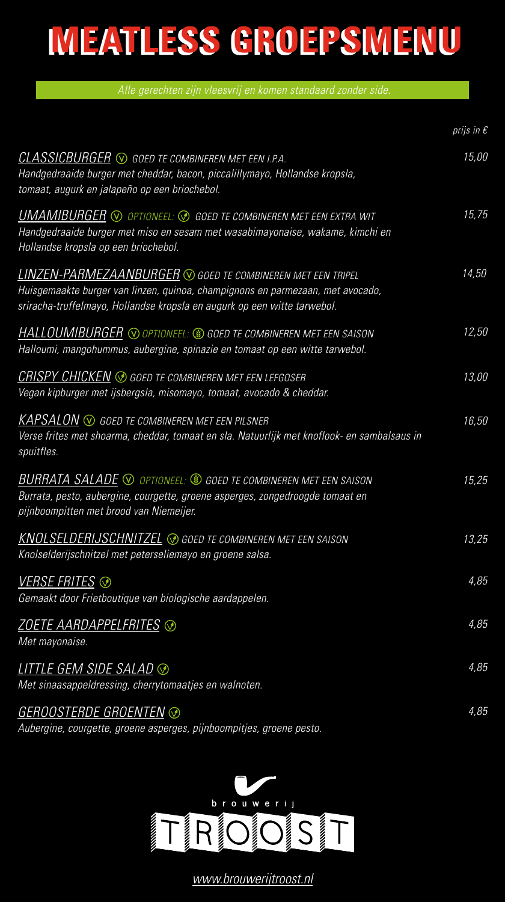# MEATLESS GROEPSMENU

*Alle gerechten zijn vleesvrij en komen standaard zonder side.*

*prijs in €*

**CLASSICBURGER** Ⓥ *GOED TE COMBINEREN MET EEN I.P.A.* — 15,00
*Handgedraaide burger met cheddar, bacon, piccalillymayo, Hollandse kropsla, tomaat, augurk en jalapeño op een briochebol.*

**UMAMIBURGER** Ⓥ *OPTIONEEL:* Ⓥ *GOED TE COMBINEREN MET EEN EXTRA WIT* — 15,75
*Handgedraaide burger met miso en sesam met wasabimayonaise, wakame, kimchi en Hollandse kropsla op een briochebol.*

**LINZEN-PARMEZAANBURGER** Ⓥ *GOED TE COMBINEREN MET EEN TRIPEL* — 14,50
*Huisgemaakte burger van linzen, quinoa, champignons en parmezaan, met avocado, sriracha-truffelmayo, Hollandse kropsla en augurk op een witte tarwebol.*

**HALLOUMIBURGER** Ⓥ *OPTIONEEL:* *GOED TE COMBINEREN MET EEN SAISON* — 12,50
*Halloumi, mangohummus, aubergine, spinazie en tomaat op een witte tarwebol.*

**CRISPY CHICKEN** Ⓥ *GOED TE COMBINEREN MET EEN LEFGOSER* — 13,00
*Vegan kipburger met ijsbergsla, misomayo, tomaat, avocado & cheddar.*

**KAPSALON** Ⓥ *GOED TE COMBINEREN MET EEN PILSNER* — 16,50
*Verse frites met shoarma, cheddar, tomaat en sla. Natuurlijk met knoflook- en sambalsaus in spuitfles.*

**BURRATA SALADE** Ⓥ *OPTIONEEL:* *GOED TE COMBINEREN MET EEN SAISON* — 15,25
*Burrata, pesto, aubergine, courgette, groene asperges, zongedroogde tomaat en pijnboompitten met brood van Niemeijer.*

**KNOLSELDERIJSCHNITZEL** Ⓥ *GOED TE COMBINEREN MET EEN SAISON* — 13,25
*Knolselderijschnitzel met peterseliemayo en groene salsa.*

**VERSE FRITES** Ⓥ — 4,85
*Gemaakt door Frietboutique van biologische aardappelen.*

**ZOETE AARDAPPELFRITES** Ⓥ — 4,85
*Met mayonaise.*

**LITTLE GEM SIDE SALAD** Ⓥ — 4,85
*Met sinaasappeldressing, cherrytomaatjes en walnoten.*

**GEROOSTERDE GROENTEN** Ⓥ — 4,85
*Aubergine, courgette, groene asperges, pijnboompitjes, groene pesto.*

brouwerij TROOST

www.brouwerijtroost.nl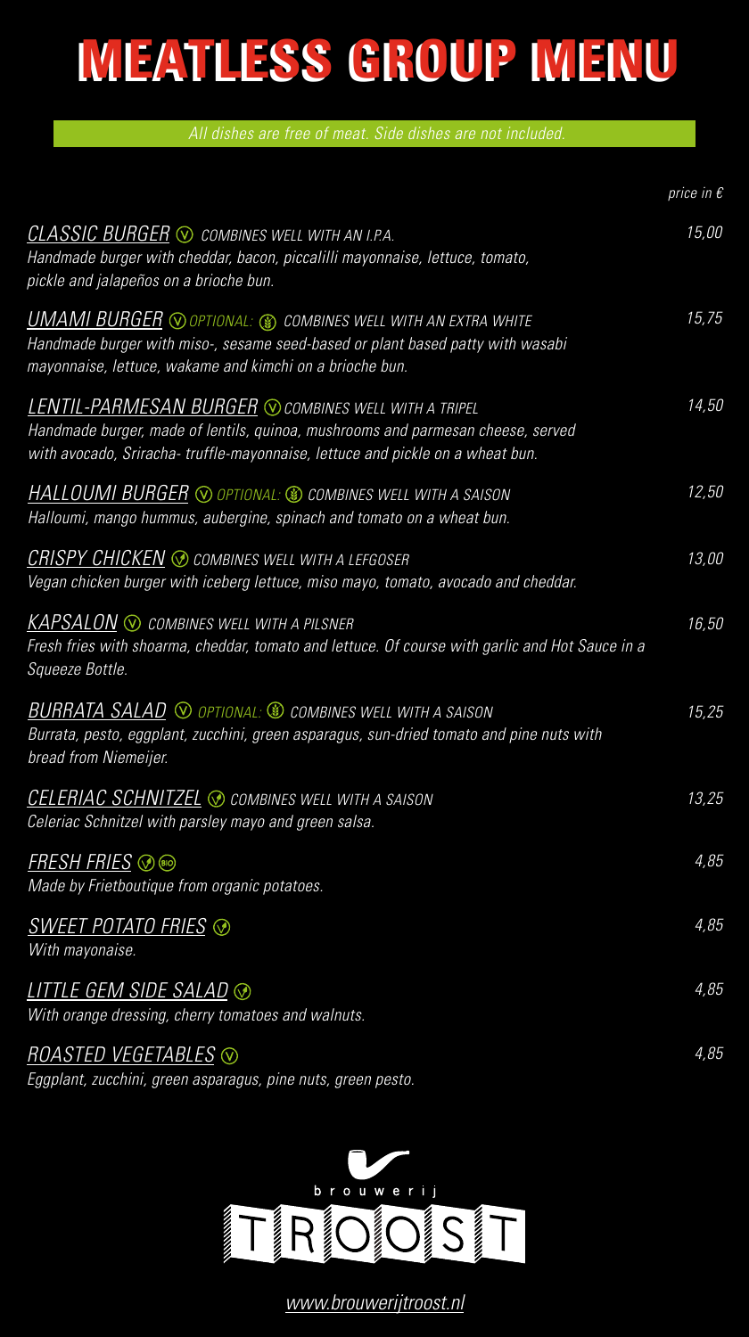# MEATLESS GROUP MENU

*All dishes are free of meat. Side dishes are not included.*

*price in €*

**CLASSIC BURGER** Ⓥ COMBINES WELL WITH AN I.P.A. — 15,00
*Handmade burger with cheddar, bacon, piccalilli mayonnaise, lettuce, tomato, pickle and jalapeños on a brioche bun.*

**UMAMI BURGER** Ⓥ OPTIONAL: COMBINES WELL WITH AN EXTRA WHITE — 15,75
*Handmade burger with miso-, sesame seed-based or plant based patty with wasabi mayonnaise, lettuce, wakame and kimchi on a brioche bun.*

**LENTIL-PARMESAN BURGER** Ⓥ COMBINES WELL WITH A TRIPEL — 14,50
*Handmade burger, made of lentils, quinoa, mushrooms and parmesan cheese, served with avocado, Sriracha- truffle-mayonnaise, lettuce and pickle on a wheat bun.*

**HALLOUMI BURGER** Ⓥ OPTIONAL: COMBINES WELL WITH A SAISON — 12,50
*Halloumi, mango hummus, aubergine, spinach and tomato on a wheat bun.*

**CRISPY CHICKEN** COMBINES WELL WITH A LEFGOSER — 13,00
*Vegan chicken burger with iceberg lettuce, miso mayo, tomato, avocado and cheddar.*

**KAPSALON** Ⓥ COMBINES WELL WITH A PILSNER — 16,50
*Fresh fries with shoarma, cheddar, tomato and lettuce. Of course with garlic and Hot Sauce in a Squeeze Bottle.*

**BURRATA SALAD** Ⓥ OPTIONAL: COMBINES WELL WITH A SAISON — 15,25
*Burrata, pesto, eggplant, zucchini, green asparagus, sun-dried tomato and pine nuts with bread from Niemeijer.*

**CELERIAC SCHNITZEL** COMBINES WELL WITH A SAISON — 13,25
*Celeriac Schnitzel with parsley mayo and green salsa.*

**FRESH FRIES** — 4,85
*Made by Frietboutique from organic potatoes.*

**SWEET POTATO FRIES** — 4,85
*With mayonaise.*

**LITTLE GEM SIDE SALAD** — 4,85
*With orange dressing, cherry tomatoes and walnuts.*

**ROASTED VEGETABLES** Ⓥ — 4,85
*Eggplant, zucchini, green asparagus, pine nuts, green pesto.*

brouwerij TROOST

www.brouwerijtroost.nl